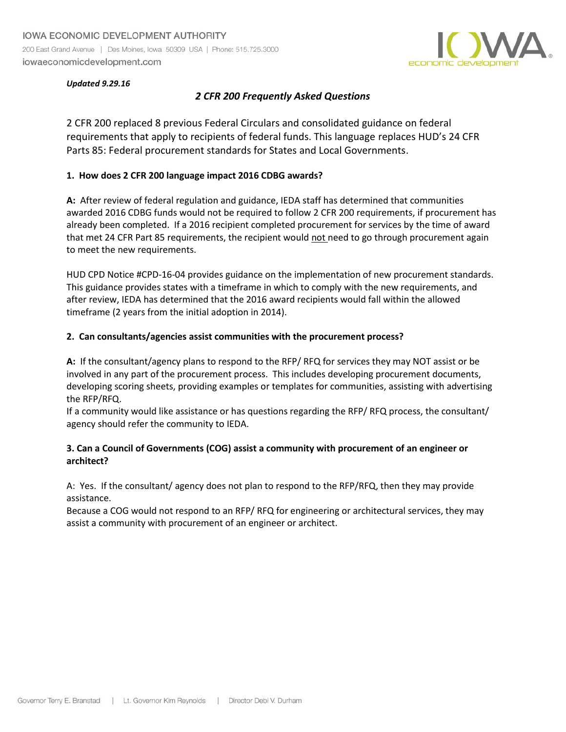IOWA ECONOMIC DEVELOPMENT AUTHORITY

200 East Grand Avenue | Des Moines, Iowa 50309 USA | Phone: 515.725.3000

iowaeconomicdevelopment.com

***Updated 9.29.16***

## *2 CFR 200 Frequently Asked Questions*

2 CFR 200 replaced 8 previous Federal Circulars and consolidated guidance on federal requirements that apply to recipients of federal funds. This language replaces HUD's 24 CFR Parts 85: Federal procurement standards for States and Local Governments.

**1. How does 2 CFR 200 language impact 2016 CDBG awards?**

**A:** After review of federal regulation and guidance, IEDA staff has determined that communities awarded 2016 CDBG funds would not be required to follow 2 CFR 200 requirements, if procurement has already been completed. If a 2016 recipient completed procurement for services by the time of award that met 24 CFR Part 85 requirements, the recipient would <u>not</u> need to go through procurement again to meet the new requirements.

HUD CPD Notice #CPD-16-04 provides guidance on the implementation of new procurement standards. This guidance provides states with a timeframe in which to comply with the new requirements, and after review, IEDA has determined that the 2016 award recipients would fall within the allowed timeframe (2 years from the initial adoption in 2014).

**2. Can consultants/agencies assist communities with the procurement process?**

**A:** If the consultant/agency plans to respond to the RFP/ RFQ for services they may NOT assist or be involved in any part of the procurement process. This includes developing procurement documents, developing scoring sheets, providing examples or templates for communities, assisting with advertising the RFP/RFQ.

If a community would like assistance or has questions regarding the RFP/ RFQ process, the consultant/ agency should refer the community to IEDA.

**3. Can a Council of Governments (COG) assist a community with procurement of an engineer or architect?**

A: Yes. If the consultant/ agency does not plan to respond to the RFP/RFQ, then they may provide assistance.

Because a COG would not respond to an RFP/ RFQ for engineering or architectural services, they may assist a community with procurement of an engineer or architect.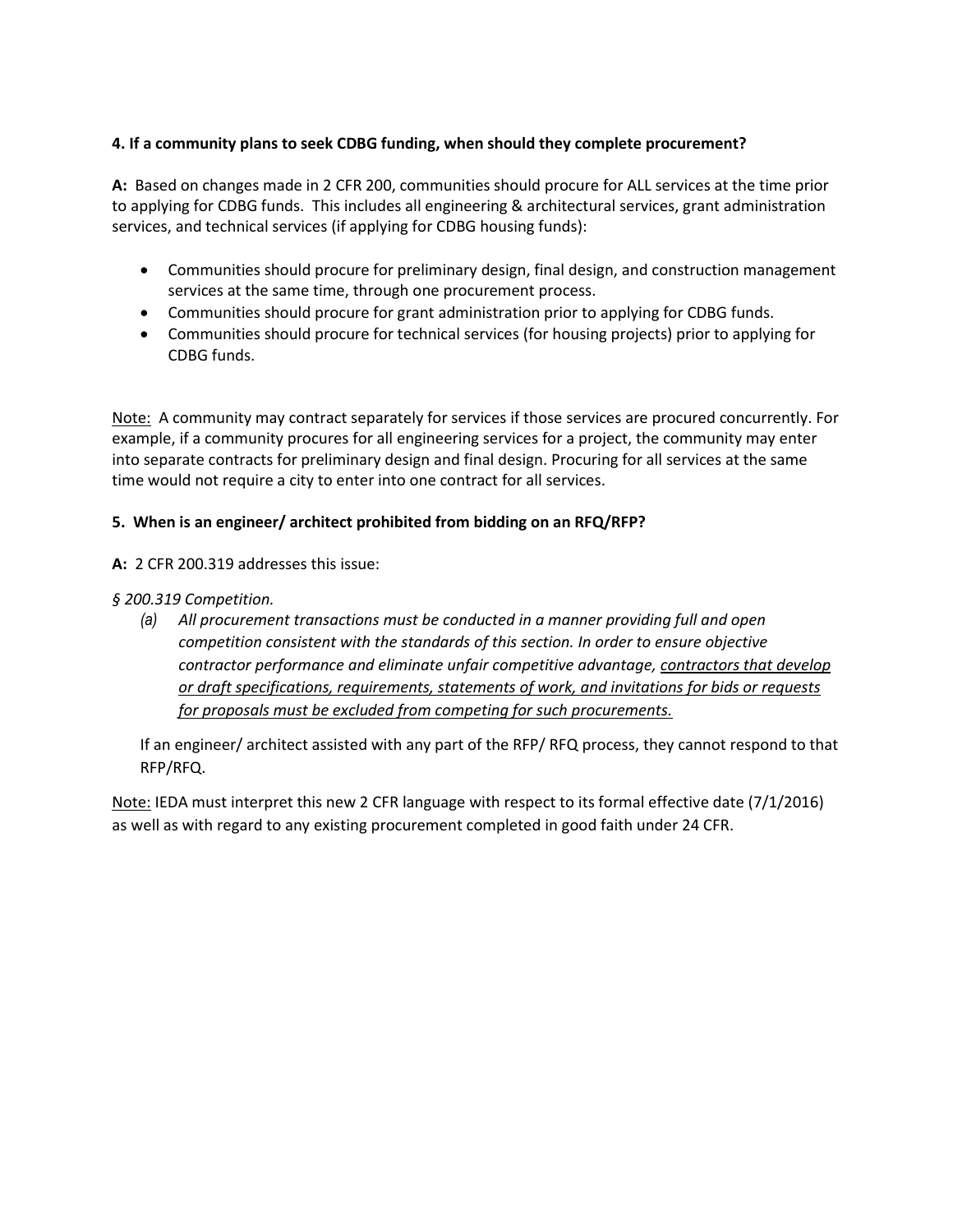**4. If a community plans to seek CDBG funding, when should they complete procurement?**

**A:** Based on changes made in 2 CFR 200, communities should procure for ALL services at the time prior to applying for CDBG funds. This includes all engineering & architectural services, grant administration services, and technical services (if applying for CDBG housing funds):

- Communities should procure for preliminary design, final design, and construction management services at the same time, through one procurement process.
- Communities should procure for grant administration prior to applying for CDBG funds.
- Communities should procure for technical services (for housing projects) prior to applying for CDBG funds.

<u>Note:</u> A community may contract separately for services if those services are procured concurrently. For example, if a community procures for all engineering services for a project, the community may enter into separate contracts for preliminary design and final design. Procuring for all services at the same time would not require a city to enter into one contract for all services.

**5. When is an engineer/ architect prohibited from bidding on an RFQ/RFP?**

**A:** 2 CFR 200.319 addresses this issue:

*§ 200.319 Competition.*

*(a) All procurement transactions must be conducted in a manner providing full and open competition consistent with the standards of this section. In order to ensure objective contractor performance and eliminate unfair competitive advantage, <u>contractors that develop or draft specifications, requirements, statements of work, and invitations for bids or requests for proposals must be excluded from competing for such procurements.</u>*

If an engineer/ architect assisted with any part of the RFP/ RFQ process, they cannot respond to that RFP/RFQ.

<u>Note:</u> IEDA must interpret this new 2 CFR language with respect to its formal effective date (7/1/2016) as well as with regard to any existing procurement completed in good faith under 24 CFR.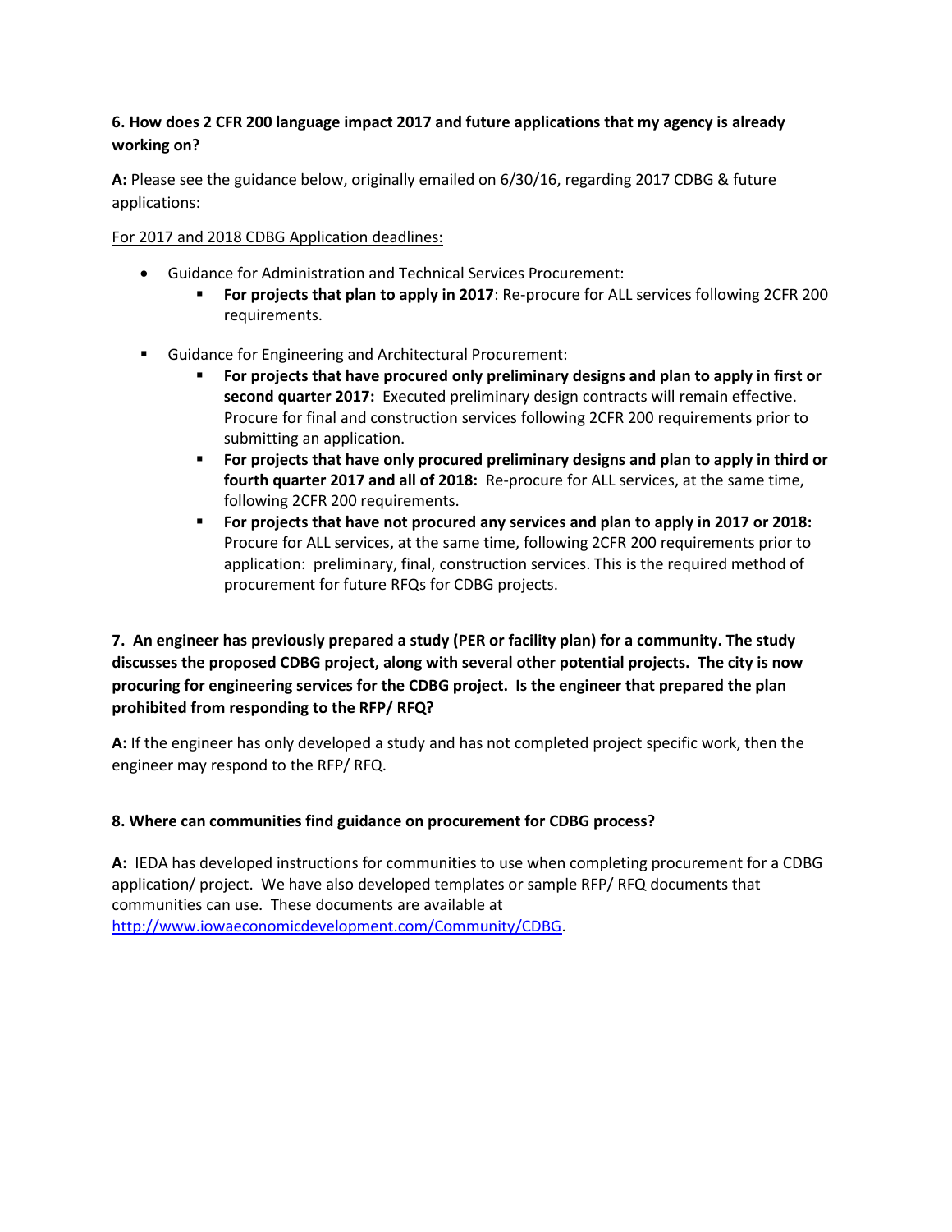**6. How does 2 CFR 200 language impact 2017 and future applications that my agency is already working on?**

**A:** Please see the guidance below, originally emailed on 6/30/16, regarding 2017 CDBG & future applications:

For 2017 and 2018 CDBG Application deadlines:

- Guidance for Administration and Technical Services Procurement:
  - **For projects that plan to apply in 2017**: Re-procure for ALL services following 2CFR 200 requirements.

- Guidance for Engineering and Architectural Procurement:
  - **For projects that have procured only preliminary designs and plan to apply in first or second quarter 2017:** Executed preliminary design contracts will remain effective. Procure for final and construction services following 2CFR 200 requirements prior to submitting an application.
  - **For projects that have only procured preliminary designs and plan to apply in third or fourth quarter 2017 and all of 2018:** Re-procure for ALL services, at the same time, following 2CFR 200 requirements.
  - **For projects that have not procured any services and plan to apply in 2017 or 2018:** Procure for ALL services, at the same time, following 2CFR 200 requirements prior to application: preliminary, final, construction services. This is the required method of procurement for future RFQs for CDBG projects.

**7. An engineer has previously prepared a study (PER or facility plan) for a community. The study discusses the proposed CDBG project, along with several other potential projects. The city is now procuring for engineering services for the CDBG project. Is the engineer that prepared the plan prohibited from responding to the RFP/ RFQ?**

**A:** If the engineer has only developed a study and has not completed project specific work, then the engineer may respond to the RFP/ RFQ.

**8. Where can communities find guidance on procurement for CDBG process?**

**A:** IEDA has developed instructions for communities to use when completing procurement for a CDBG application/ project. We have also developed templates or sample RFP/ RFQ documents that communities can use. These documents are available at http://www.iowaeconomicdevelopment.com/Community/CDBG.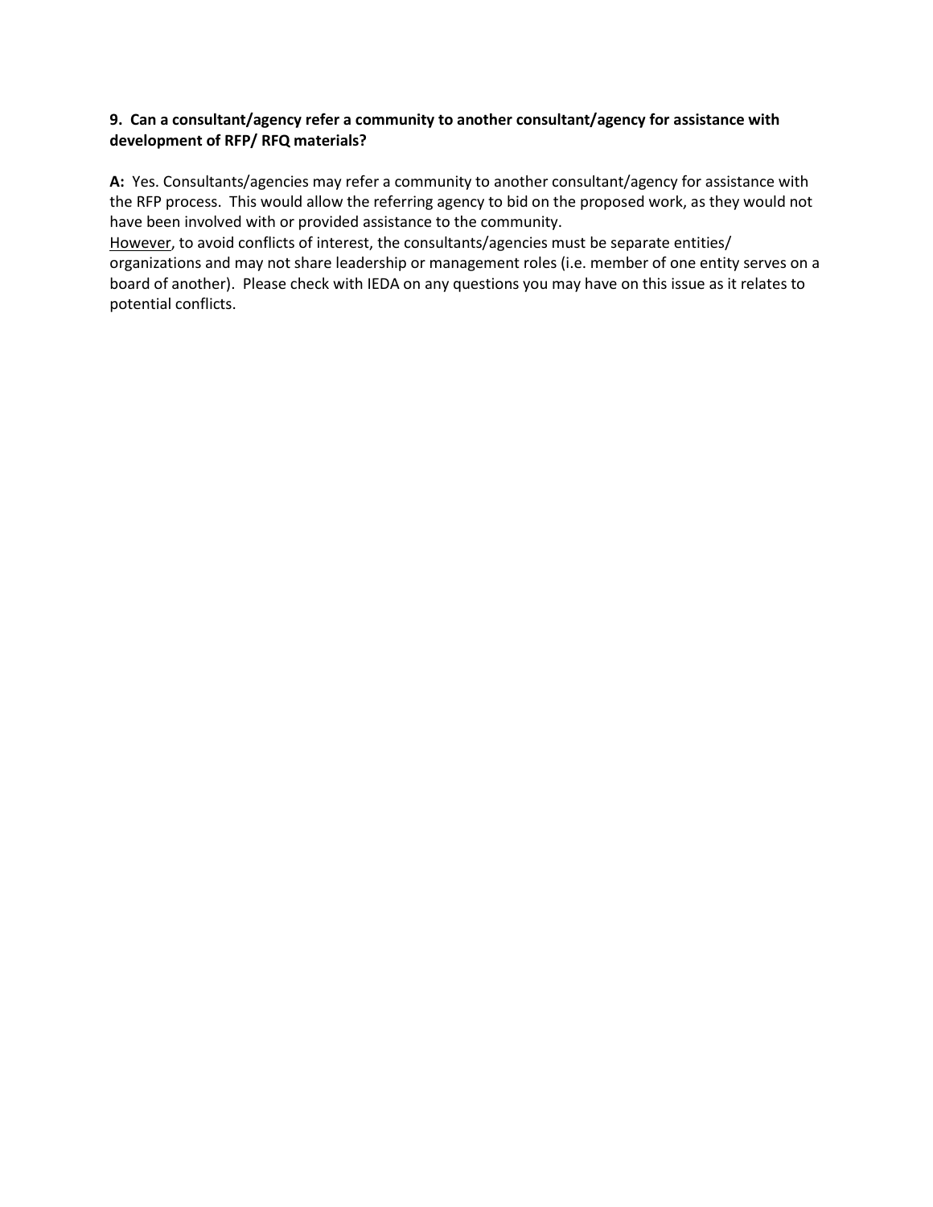**9. Can a consultant/agency refer a community to another consultant/agency for assistance with development of RFP/ RFQ materials?**

**A:** Yes. Consultants/agencies may refer a community to another consultant/agency for assistance with the RFP process. This would allow the referring agency to bid on the proposed work, as they would not have been involved with or provided assistance to the community.
<u>However</u>, to avoid conflicts of interest, the consultants/agencies must be separate entities/ organizations and may not share leadership or management roles (i.e. member of one entity serves on a board of another). Please check with IEDA on any questions you may have on this issue as it relates to potential conflicts.